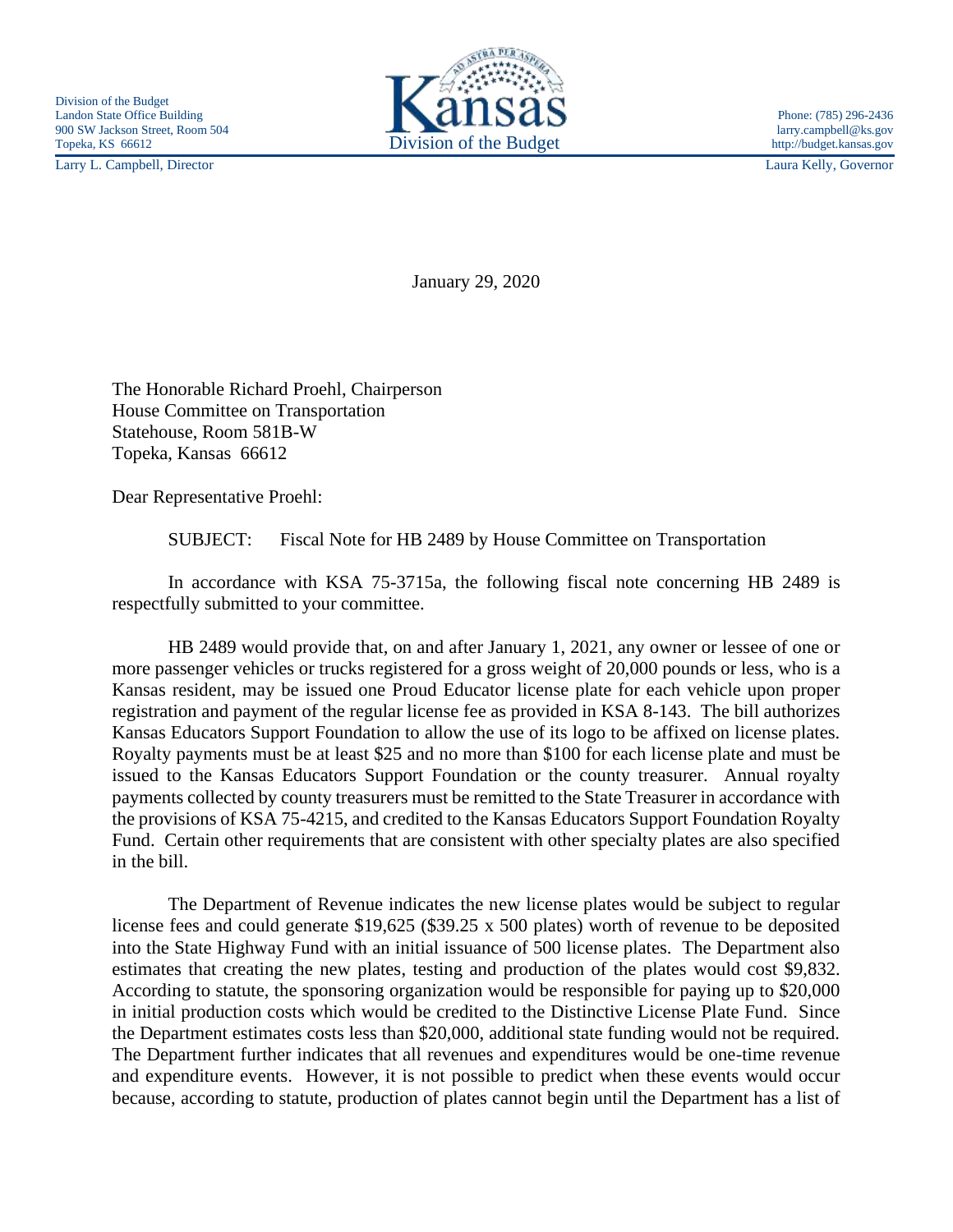Division of the Budget
Landon State Office Building
900 SW Jackson Street, Room 504
Topeka, KS 66612
Larry L. Campbell, Director

Kansas
Division of the Budget

Phone: (785) 296-2436
larry.campbell@ks.gov
http://budget.kansas.gov
Laura Kelly, Governor

January 29, 2020

The Honorable Richard Proehl, Chairperson
House Committee on Transportation
Statehouse, Room 581B-W
Topeka, Kansas 66612

Dear Representative Proehl:

SUBJECT: Fiscal Note for HB 2489 by House Committee on Transportation

In accordance with KSA 75-3715a, the following fiscal note concerning HB 2489 is respectfully submitted to your committee.

HB 2489 would provide that, on and after January 1, 2021, any owner or lessee of one or more passenger vehicles or trucks registered for a gross weight of 20,000 pounds or less, who is a Kansas resident, may be issued one Proud Educator license plate for each vehicle upon proper registration and payment of the regular license fee as provided in KSA 8-143. The bill authorizes Kansas Educators Support Foundation to allow the use of its logo to be affixed on license plates. Royalty payments must be at least $25 and no more than $100 for each license plate and must be issued to the Kansas Educators Support Foundation or the county treasurer. Annual royalty payments collected by county treasurers must be remitted to the State Treasurer in accordance with the provisions of KSA 75-4215, and credited to the Kansas Educators Support Foundation Royalty Fund. Certain other requirements that are consistent with other specialty plates are also specified in the bill.

The Department of Revenue indicates the new license plates would be subject to regular license fees and could generate $19,625 ($39.25 x 500 plates) worth of revenue to be deposited into the State Highway Fund with an initial issuance of 500 license plates. The Department also estimates that creating the new plates, testing and production of the plates would cost $9,832. According to statute, the sponsoring organization would be responsible for paying up to $20,000 in initial production costs which would be credited to the Distinctive License Plate Fund. Since the Department estimates costs less than $20,000, additional state funding would not be required. The Department further indicates that all revenues and expenditures would be one-time revenue and expenditure events. However, it is not possible to predict when these events would occur because, according to statute, production of plates cannot begin until the Department has a list of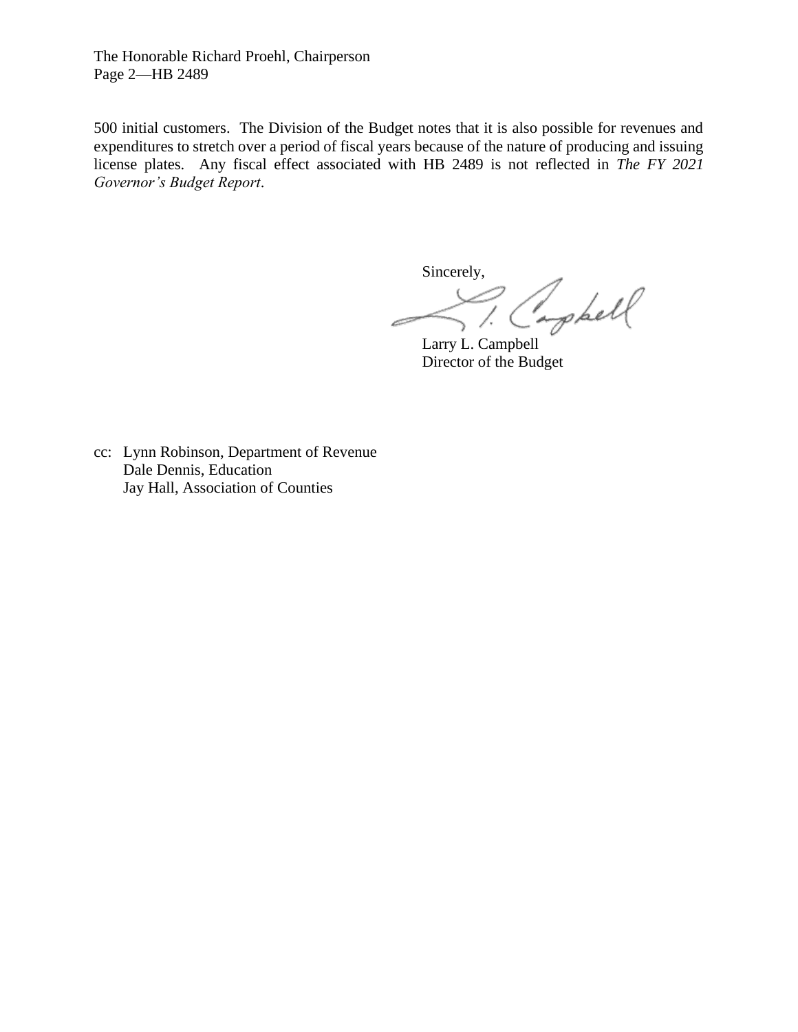500 initial customers. The Division of the Budget notes that it is also possible for revenues and expenditures to stretch over a period of fiscal years because of the nature of producing and issuing license plates. Any fiscal effect associated with HB 2489 is not reflected in *The FY 2021 Governor's Budget Report*.

Sincerely,

Larry L. Campbell
Director of the Budget

cc: Lynn Robinson, Department of Revenue
Dale Dennis, Education
Jay Hall, Association of Counties